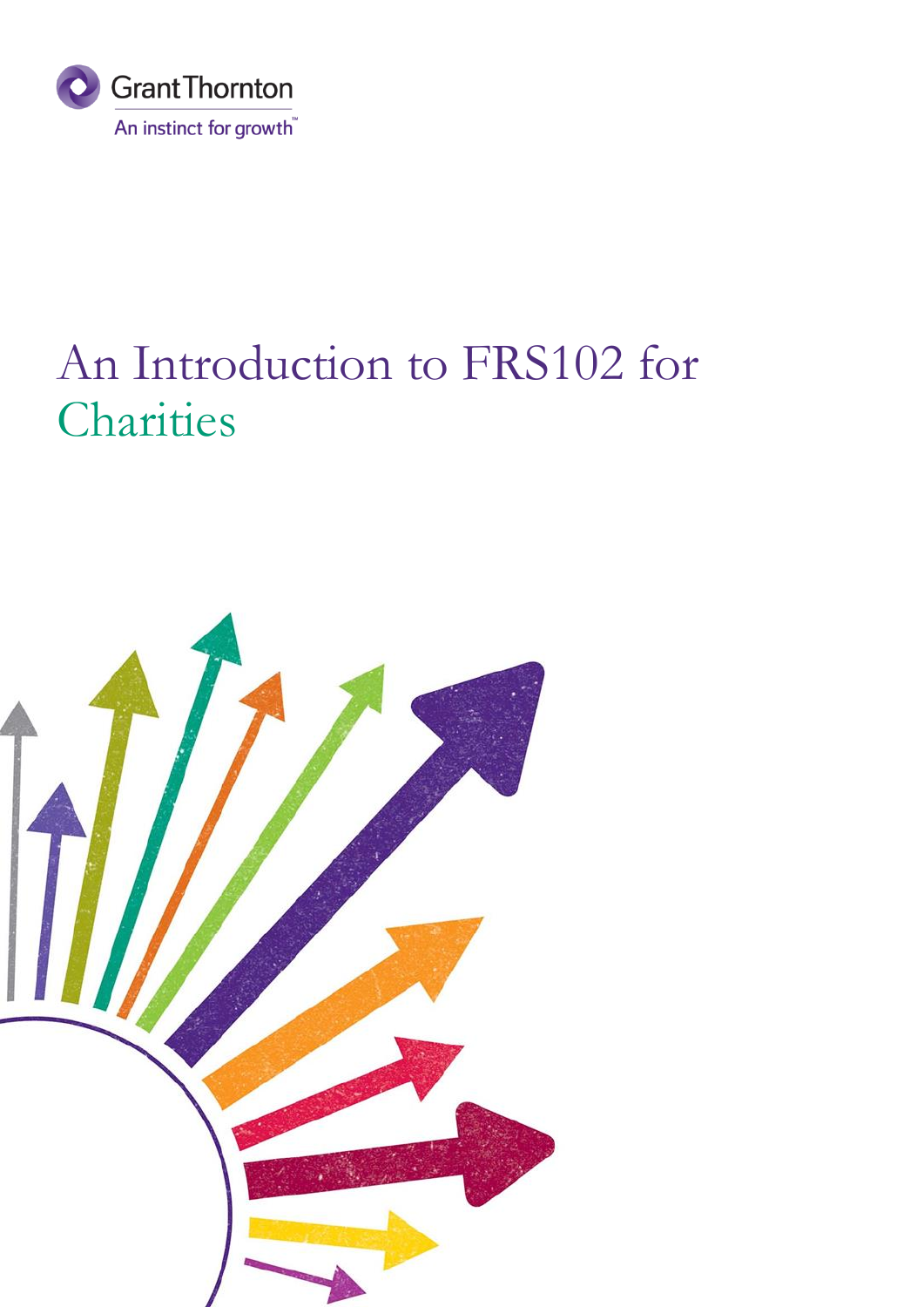Grant Thornton

An instinct for growth™

# An Introduction to FRS102 for Charities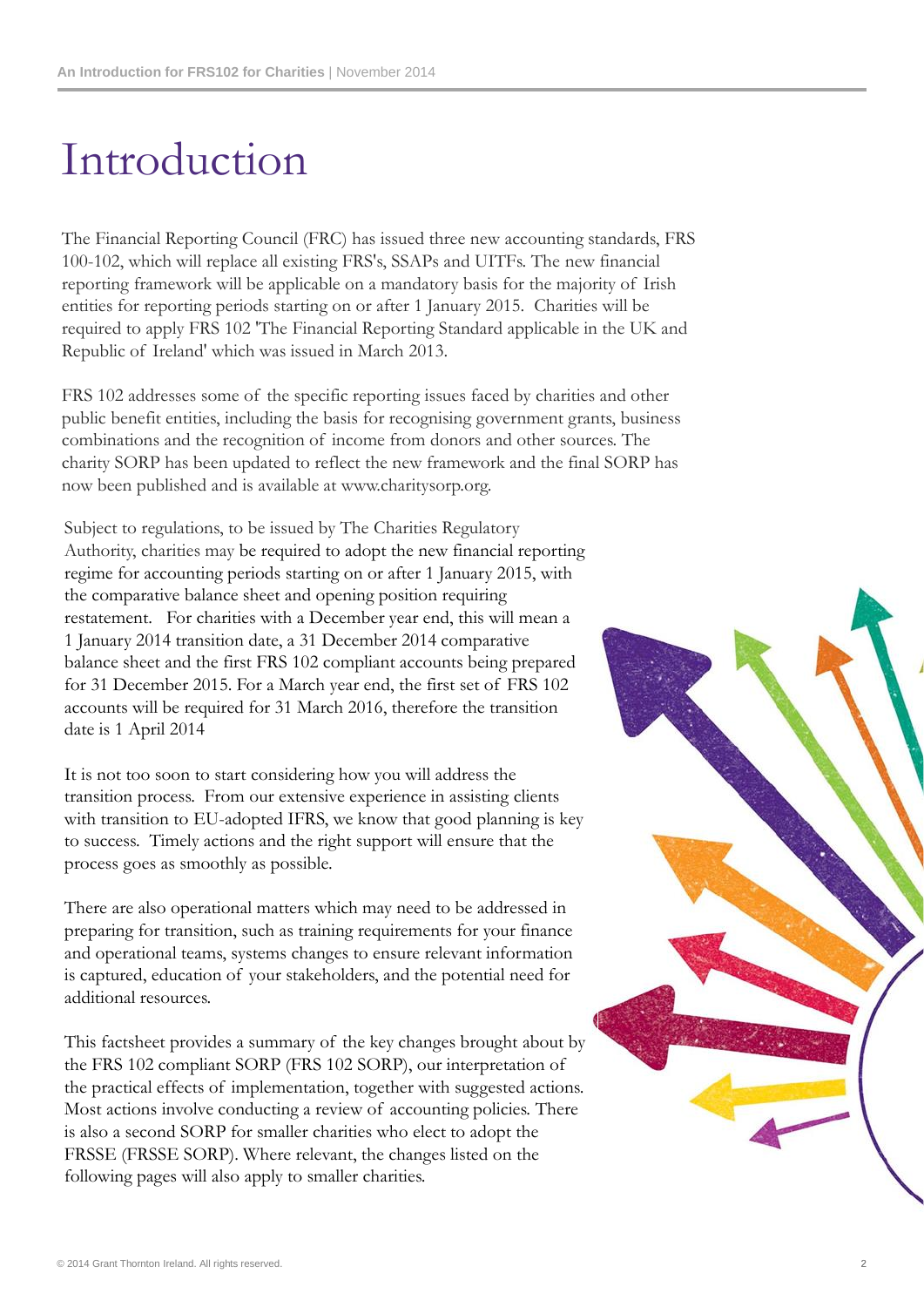# Introduction

The Financial Reporting Council (FRC) has issued three new accounting standards, FRS 100-102, which will replace all existing FRS's, SSAPs and UITFs. The new financial reporting framework will be applicable on a mandatory basis for the majority of Irish entities for reporting periods starting on or after 1 January 2015. Charities will be required to apply FRS 102 'The Financial Reporting Standard applicable in the UK and Republic of Ireland' which was issued in March 2013.

FRS 102 addresses some of the specific reporting issues faced by charities and other public benefit entities, including the basis for recognising government grants, business combinations and the recognition of income from donors and other sources. The charity SORP has been updated to reflect the new framework and the final SORP has now been published and is available at www.charitysorp.org.

Subject to regulations, to be issued by The Charities Regulatory Authority, charities may be required to adopt the new financial reporting regime for accounting periods starting on or after 1 January 2015, with the comparative balance sheet and opening position requiring restatement. For charities with a December year end, this will mean a 1 January 2014 transition date, a 31 December 2014 comparative balance sheet and the first FRS 102 compliant accounts being prepared for 31 December 2015. For a March year end, the first set of FRS 102 accounts will be required for 31 March 2016, therefore the transition date is 1 April 2014

It is not too soon to start considering how you will address the transition process. From our extensive experience in assisting clients with transition to EU-adopted IFRS, we know that good planning is key to success. Timely actions and the right support will ensure that the process goes as smoothly as possible.

There are also operational matters which may need to be addressed in preparing for transition, such as training requirements for your finance and operational teams, systems changes to ensure relevant information is captured, education of your stakeholders, and the potential need for additional resources.

This factsheet provides a summary of the key changes brought about by the FRS 102 compliant SORP (FRS 102 SORP), our interpretation of the practical effects of implementation, together with suggested actions. Most actions involve conducting a review of accounting policies. There is also a second SORP for smaller charities who elect to adopt the FRSSE (FRSSE SORP). Where relevant, the changes listed on the following pages will also apply to smaller charities.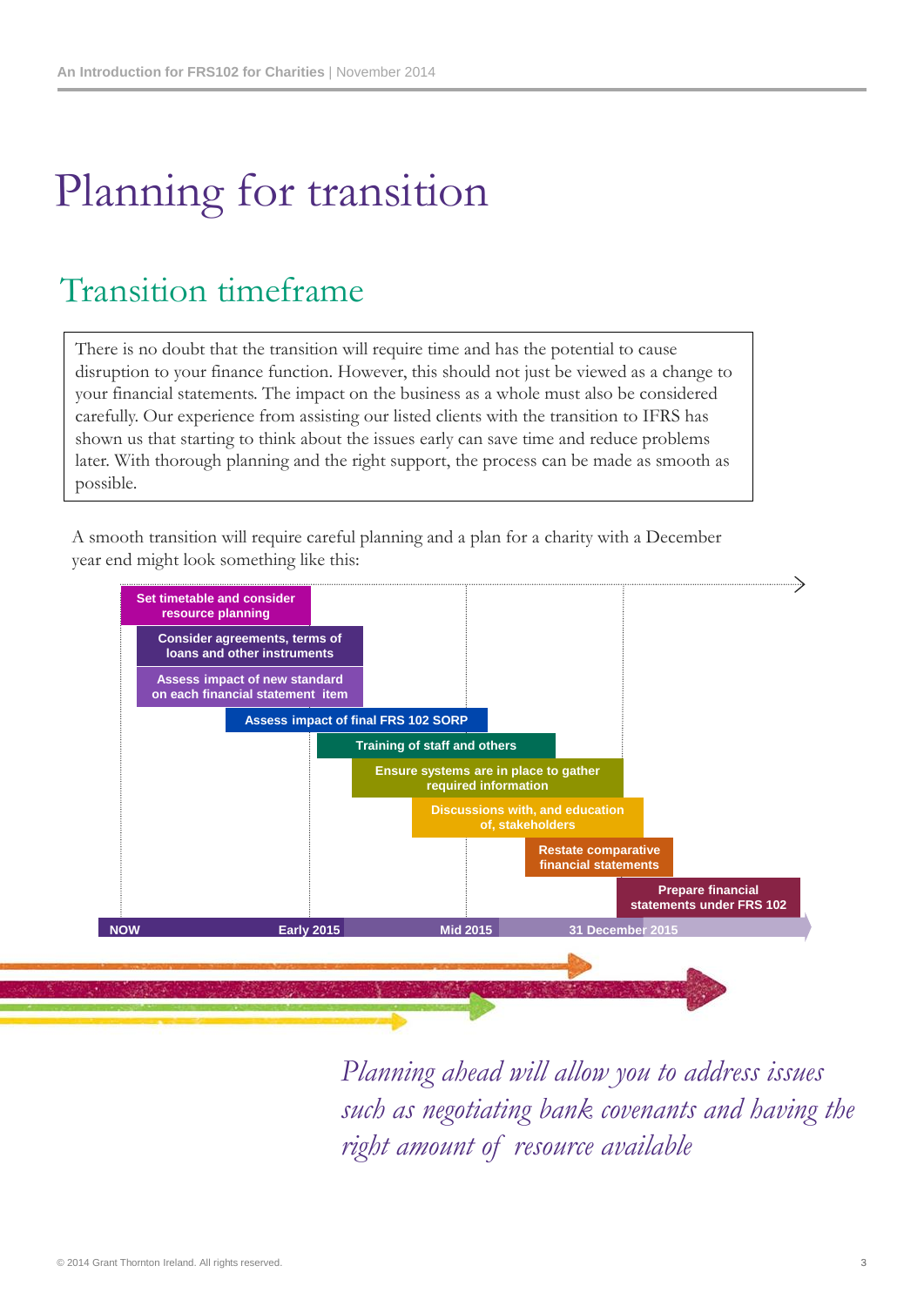# Planning for transition

## Transition timeframe

There is no doubt that the transition will require time and has the potential to cause disruption to your finance function. However, this should not just be viewed as a change to your financial statements. The impact on the business as a whole must also be considered carefully. Our experience from assisting our listed clients with the transition to IFRS has shown us that starting to think about the issues early can save time and reduce problems later. With thorough planning and the right support, the process can be made as smooth as possible.

A smooth transition will require careful planning and a plan for a charity with a December year end might look something like this:

- Set timetable and consider resource planning
- Consider agreements, terms of loans and other instruments
- Assess impact of new standard on each financial statement item
- Assess impact of final FRS 102 SORP
- Training of staff and others
- Ensure systems are in place to gather required information
- Discussions with, and education of, stakeholders
- Restate comparative financial statements
- Prepare financial statements under FRS 102

NOW | Early 2015 | Mid 2015 | 31 December 2015

*Planning ahead will allow you to address issues such as negotiating bank covenants and having the right amount of resource available*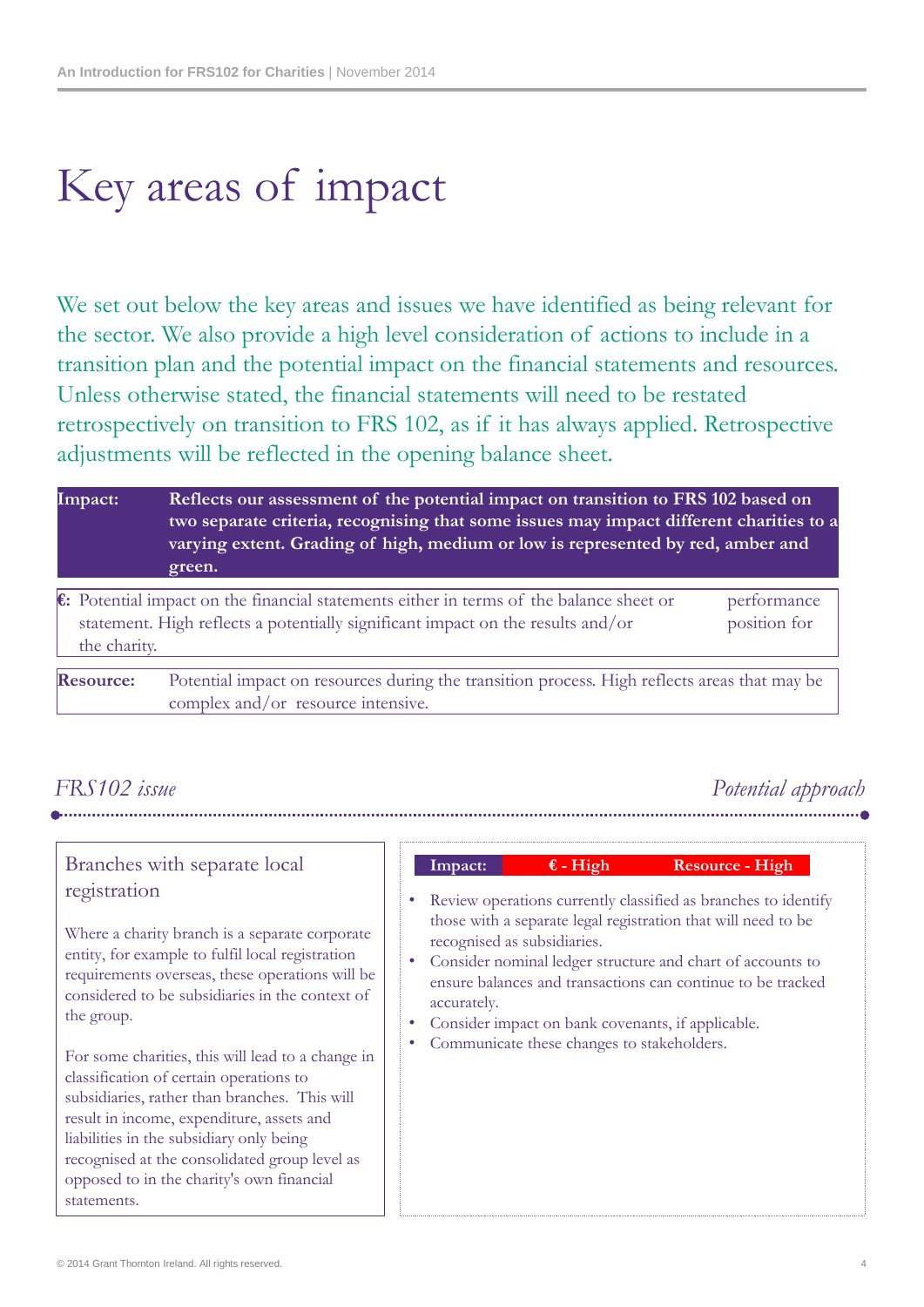# Key areas of impact

We set out below the key areas and issues we have identified as being relevant for the sector. We also provide a high level consideration of actions to include in a transition plan and the potential impact on the financial statements and resources. Unless otherwise stated, the financial statements will need to be restated retrospectively on transition to FRS 102, as if it has always applied. Retrospective adjustments will be reflected in the opening balance sheet.

| | |
|---|---|
| **Impact:** | **Reflects our assessment of the potential impact on transition to FRS 102 based on two separate criteria, recognising that some issues may impact different charities to a varying extent. Grading of high, medium or low is represented by red, amber and green.** |
| **€:** | Potential impact on the financial statements either in terms of the balance sheet or performance statement. High reflects a potentially significant impact on the results and/or position for the charity. |
| **Resource:** | Potential impact on resources during the transition process. High reflects areas that may be complex and/or resource intensive. |

| *FRS102 issue* | *Potential approach* |
|---|---|
| **Branches with separate local registration**<br><br>Where a charity branch is a separate corporate entity, for example to fulfil local registration requirements overseas, these operations will be considered to be subsidiaries in the context of the group.<br><br>For some charities, this will lead to a change in classification of certain operations to subsidiaries, rather than branches. This will result in income, expenditure, assets and liabilities in the subsidiary only being recognised at the consolidated group level as opposed to in the charity's own financial statements. | **Impact:** **€ - High** **Resource - High**<br><br>• Review operations currently classified as branches to identify those with a separate legal registration that will need to be recognised as subsidiaries.<br>• Consider nominal ledger structure and chart of accounts to ensure balances and transactions can continue to be tracked accurately.<br>• Consider impact on bank covenants, if applicable.<br>• Communicate these changes to stakeholders. |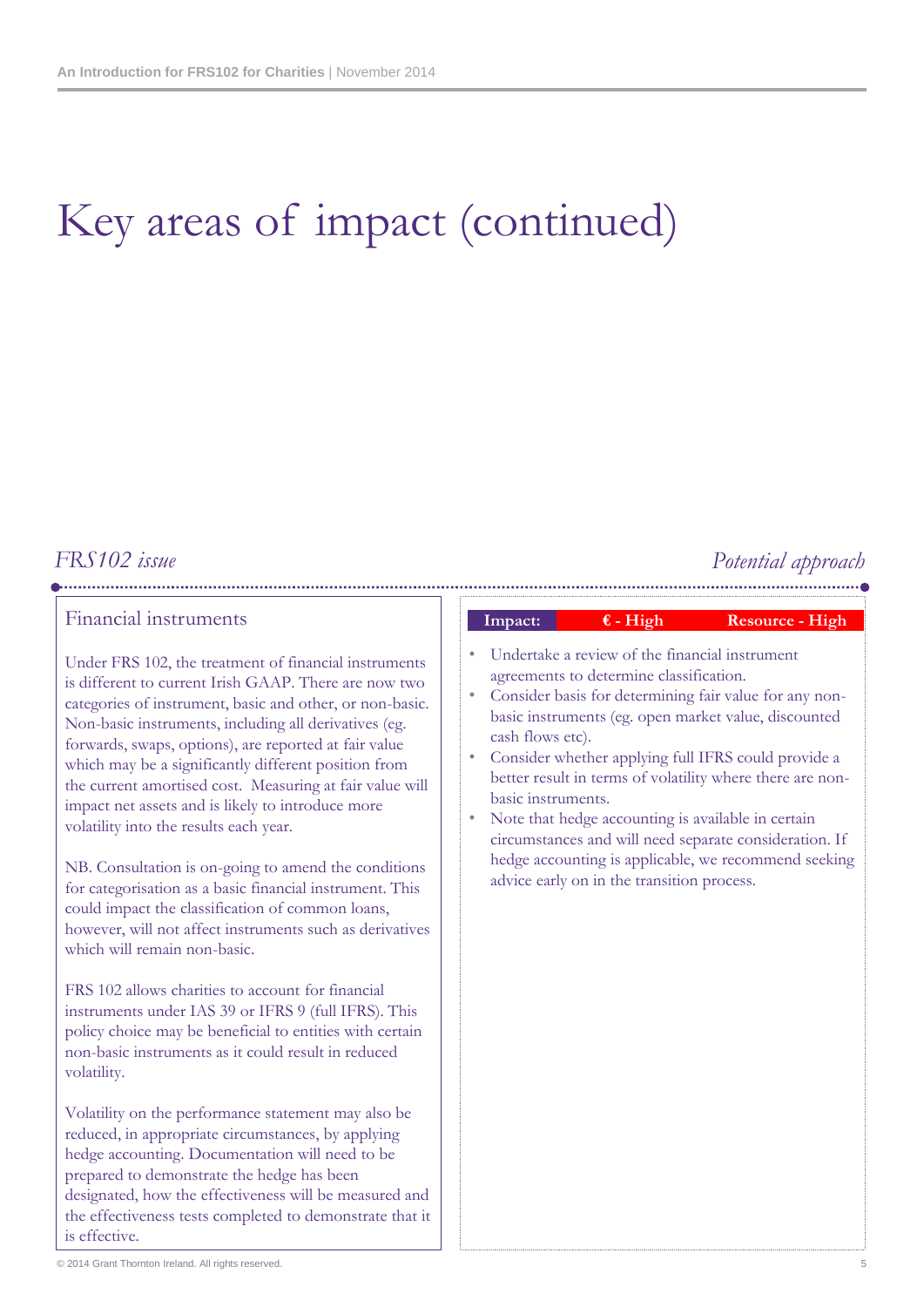# Key areas of impact (continued)

*FRS102 issue*

*Potential approach*

## Financial instruments

Under FRS 102, the treatment of financial instruments is different to current Irish GAAP. There are now two categories of instrument, basic and other, or non-basic. Non-basic instruments, including all derivatives (eg. forwards, swaps, options), are reported at fair value which may be a significantly different position from the current amortised cost. Measuring at fair value will impact net assets and is likely to introduce more volatility into the results each year.

NB. Consultation is on-going to amend the conditions for categorisation as a basic financial instrument. This could impact the classification of common loans, however, will not affect instruments such as derivatives which will remain non-basic.

FRS 102 allows charities to account for financial instruments under IAS 39 or IFRS 9 (full IFRS). This policy choice may be beneficial to entities with certain non-basic instruments as it could result in reduced volatility.

Volatility on the performance statement may also be reduced, in appropriate circumstances, by applying hedge accounting. Documentation will need to be prepared to demonstrate the hedge has been designated, how the effectiveness will be measured and the effectiveness tests completed to demonstrate that it is effective.

| Impact: | € - High | Resource - High |
|---|---|---|

- Undertake a review of the financial instrument agreements to determine classification.
- Consider basis for determining fair value for any non-basic instruments (eg. open market value, discounted cash flows etc).
- Consider whether applying full IFRS could provide a better result in terms of volatility where there are non-basic instruments.
- Note that hedge accounting is available in certain circumstances and will need separate consideration. If hedge accounting is applicable, we recommend seeking advice early on in the transition process.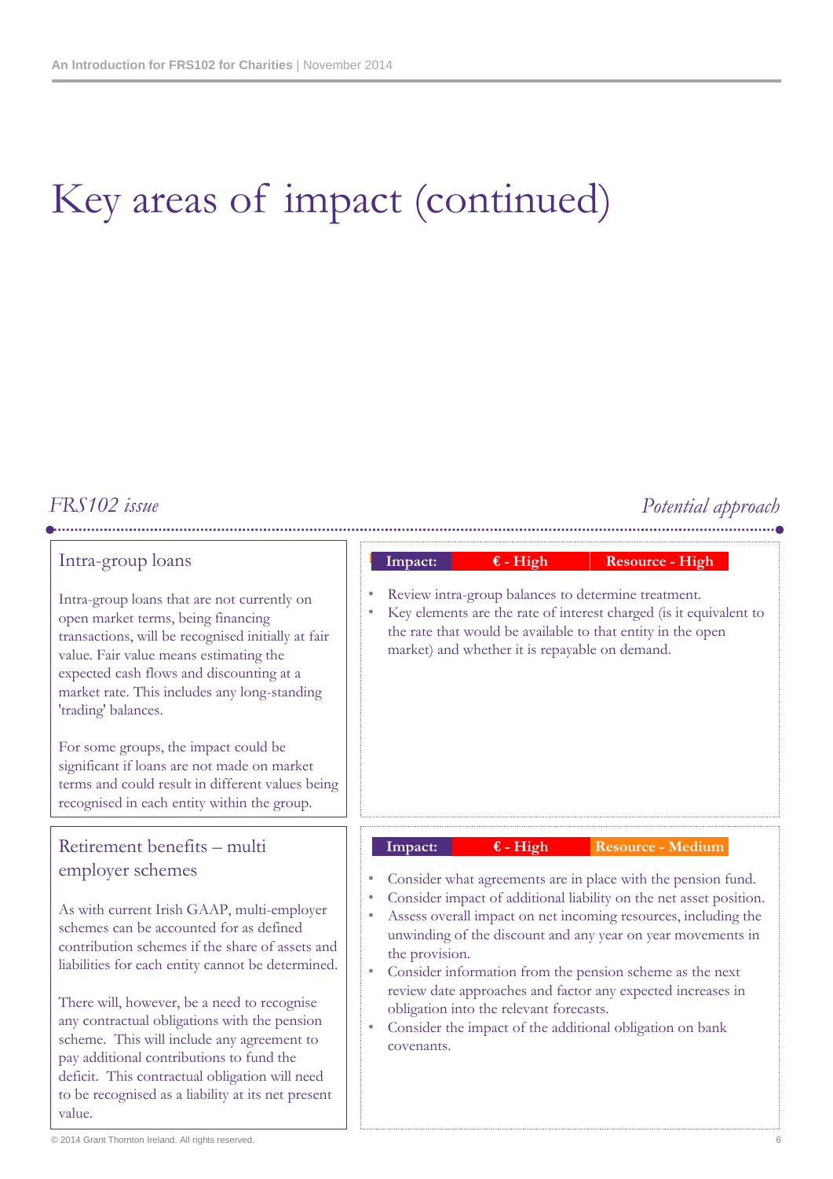# Key areas of impact (continued)

| *FRS102 issue* | *Potential approach* |
|---|---|
| **Intra-group loans**<br><br>Intra-group loans that are not currently on open market terms, being financing transactions, will be recognised initially at fair value. Fair value means estimating the expected cash flows and discounting at a market rate. This includes any long-standing 'trading' balances.<br><br>For some groups, the impact could be significant if loans are not made on market terms and could result in different values being recognised in each entity within the group. | **Impact:** **€ - High** **Resource - High**<br><br>• Review intra-group balances to determine treatment.<br>• Key elements are the rate of interest charged (is it equivalent to the rate that would be available to that entity in the open market) and whether it is repayable on demand. |
| **Retirement benefits – multi employer schemes**<br><br>As with current Irish GAAP, multi-employer schemes can be accounted for as defined contribution schemes if the share of assets and liabilities for each entity cannot be determined.<br><br>There will, however, be a need to recognise any contractual obligations with the pension scheme. This will include any agreement to pay additional contributions to fund the deficit. This contractual obligation will need to be recognised as a liability at its net present value. | **Impact:** **€ - High** **Resource - Medium**<br><br>• Consider what agreements are in place with the pension fund.<br>• Consider impact of additional liability on the net asset position.<br>• Assess overall impact on net incoming resources, including the unwinding of the discount and any year on year movements in the provision.<br>• Consider information from the pension scheme as the next review date approaches and factor any expected increases in obligation into the relevant forecasts.<br>• Consider the impact of the additional obligation on bank covenants. |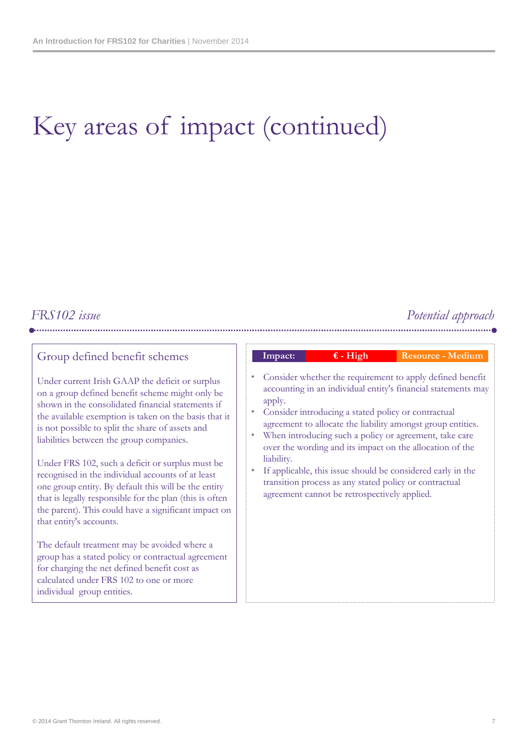# Key areas of impact (continued)

*FRS102 issue*

*Potential approach*

## Group defined benefit schemes

Under current Irish GAAP the deficit or surplus on a group defined benefit scheme might only be shown in the consolidated financial statements if the available exemption is taken on the basis that it is not possible to split the share of assets and liabilities between the group companies.

Under FRS 102, such a deficit or surplus must be recognised in the individual accounts of at least one group entity. By default this will be the entity that is legally responsible for the plan (this is often the parent). This could have a significant impact on that entity's accounts.

The default treatment may be avoided where a group has a stated policy or contractual agreement for charging the net defined benefit cost as calculated under FRS 102 to one or more individual group entities.

| Impact: | € - High | Resource - Medium |
|---|---|---|

- Consider whether the requirement to apply defined benefit accounting in an individual entity's financial statements may apply.
- Consider introducing a stated policy or contractual agreement to allocate the liability amongst group entities.
- When introducing such a policy or agreement, take care over the wording and its impact on the allocation of the liability.
- If applicable, this issue should be considered early in the transition process as any stated policy or contractual agreement cannot be retrospectively applied.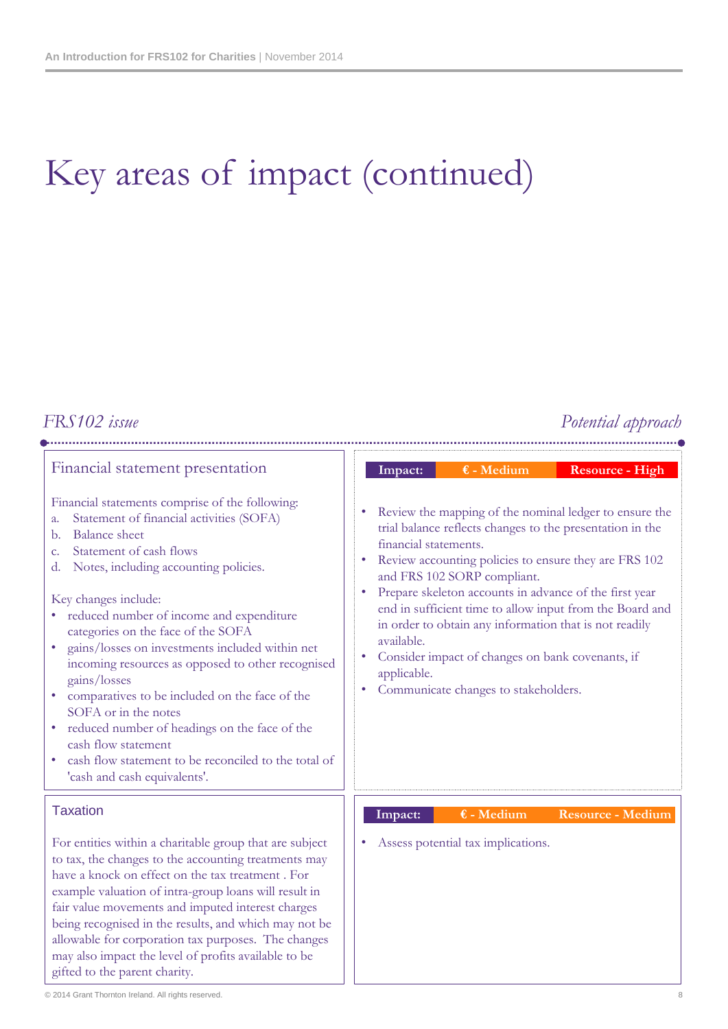# Key areas of impact (continued)

| *FRS102 issue* | *Potential approach* |
|---|---|
| **Financial statement presentation**<br><br>Financial statements comprise of the following:<br>a. Statement of financial activities (SOFA)<br>b. Balance sheet<br>c. Statement of cash flows<br>d. Notes, including accounting policies.<br><br>Key changes include:<br>• reduced number of income and expenditure categories on the face of the SOFA<br>• gains/losses on investments included within net incoming resources as opposed to other recognised gains/losses<br>• comparatives to be included on the face of the SOFA or in the notes<br>• reduced number of headings on the face of the cash flow statement<br>• cash flow statement to be reconciled to the total of 'cash and cash equivalents'. | **Impact:** € - Medium, Resource - High<br><br>• Review the mapping of the nominal ledger to ensure the trial balance reflects changes to the presentation in the financial statements.<br>• Review accounting policies to ensure they are FRS 102 and FRS 102 SORP compliant.<br>• Prepare skeleton accounts in advance of the first year end in sufficient time to allow input from the Board and in order to obtain any information that is not readily available.<br>• Consider impact of changes on bank covenants, if applicable.<br>• Communicate changes to stakeholders. |
| **Taxation**<br><br>For entities within a charitable group that are subject to tax, the changes to the accounting treatments may have a knock on effect on the tax treatment . For example valuation of intra-group loans will result in fair value movements and imputed interest charges being recognised in the results, and which may not be allowable for corporation tax purposes. The changes may also impact the level of profits available to be gifted to the parent charity. | **Impact:** € - Medium, Resource - Medium<br><br>• Assess potential tax implications. |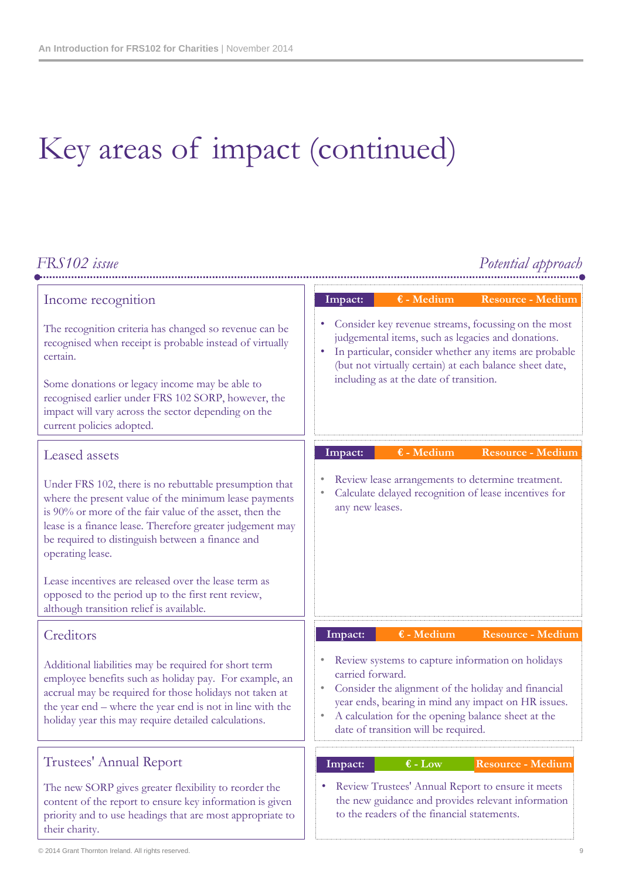# Key areas of impact (continued)

| *FRS102 issue* | *Potential approach* |
|---|---|
| **Income recognition**<br><br>The recognition criteria has changed so revenue can be recognised when receipt is probable instead of virtually certain.<br><br>Some donations or legacy income may be able to recognised earlier under FRS 102 SORP, however, the impact will vary across the sector depending on the current policies adopted. | **Impact:** € - Medium, Resource - Medium<br><br>• Consider key revenue streams, focussing on the most judgemental items, such as legacies and donations.<br>• In particular, consider whether any items are probable (but not virtually certain) at each balance sheet date, including as at the date of transition. |
| **Leased assets**<br><br>Under FRS 102, there is no rebuttable presumption that where the present value of the minimum lease payments is 90% or more of the fair value of the asset, then the lease is a finance lease. Therefore greater judgement may be required to distinguish between a finance and operating lease.<br><br>Lease incentives are released over the lease term as opposed to the period up to the first rent review, although transition relief is available. | **Impact:** € - Medium, Resource - Medium<br><br>• Review lease arrangements to determine treatment.<br>• Calculate delayed recognition of lease incentives for any new leases. |
| **Creditors**<br><br>Additional liabilities may be required for short term employee benefits such as holiday pay. For example, an accrual may be required for those holidays not taken at the year end – where the year end is not in line with the holiday year this may require detailed calculations. | **Impact:** € - Medium, Resource - Medium<br><br>• Review systems to capture information on holidays carried forward.<br>• Consider the alignment of the holiday and financial year ends, bearing in mind any impact on HR issues.<br>• A calculation for the opening balance sheet at the date of transition will be required. |
| **Trustees' Annual Report**<br><br>The new SORP gives greater flexibility to reorder the content of the report to ensure key information is given priority and to use headings that are most appropriate to their charity. | **Impact:** € - Low, Resource - Medium<br><br>• Review Trustees' Annual Report to ensure it meets the new guidance and provides relevant information to the readers of the financial statements. |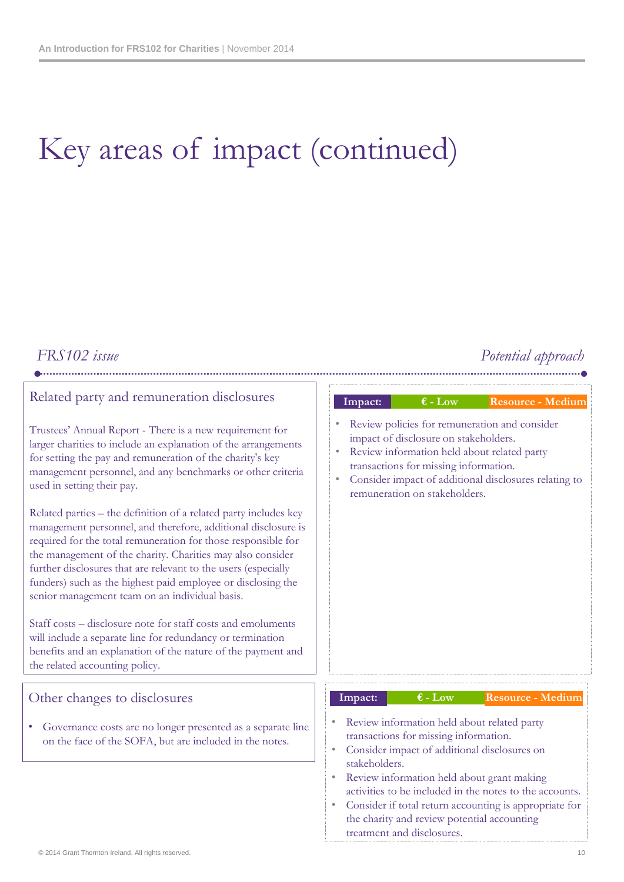# Key areas of impact (continued)

| *FRS102 issue* | *Potential approach* |
|---|---|
| **Related party and remuneration disclosures**<br><br>Trustees' Annual Report - There is a new requirement for larger charities to include an explanation of the arrangements for setting the pay and remuneration of the charity's key management personnel, and any benchmarks or other criteria used in setting their pay.<br><br>Related parties – the definition of a related party includes key management personnel, and therefore, additional disclosure is required for the total remuneration for those responsible for the management of the charity. Charities may also consider further disclosures that are relevant to the users (especially funders) such as the highest paid employee or disclosing the senior management team on an individual basis.<br><br>Staff costs – disclosure note for staff costs and emoluments will include a separate line for redundancy or termination benefits and an explanation of the nature of the payment and the related accounting policy. | **Impact:** € - Low; Resource - Medium<br><br>• Review policies for remuneration and consider impact of disclosure on stakeholders.<br>• Review information held about related party transactions for missing information.<br>• Consider impact of additional disclosures relating to remuneration on stakeholders. |
| **Other changes to disclosures**<br><br>• Governance costs are no longer presented as a separate line on the face of the SOFA, but are included in the notes. | **Impact:** € - Low; Resource - Medium<br><br>• Review information held about related party transactions for missing information.<br>• Consider impact of additional disclosures on stakeholders.<br>• Review information held about grant making activities to be included in the notes to the accounts.<br>• Consider if total return accounting is appropriate for the charity and review potential accounting treatment and disclosures. |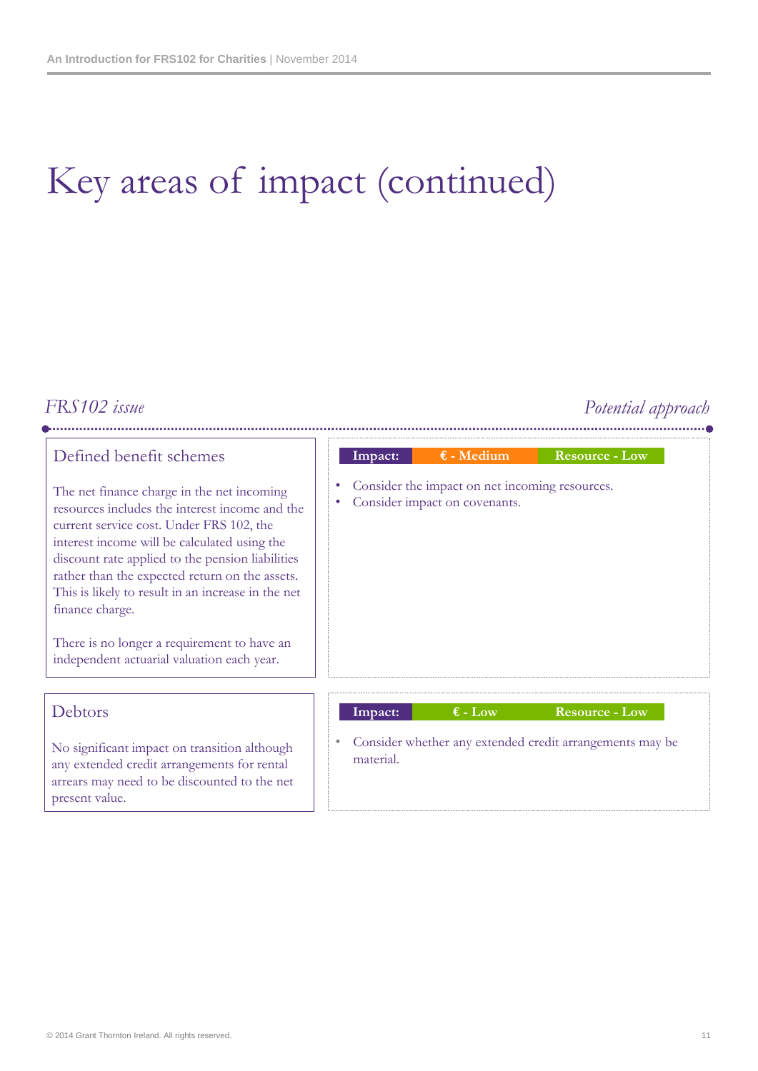# Key areas of impact (continued)

| *FRS102 issue* | *Potential approach* |
|---|---|
| **Defined benefit schemes**<br><br>The net finance charge in the net incoming resources includes the interest income and the current service cost. Under FRS 102, the interest income will be calculated using the discount rate applied to the pension liabilities rather than the expected return on the assets. This is likely to result in an increase in the net finance charge.<br><br>There is no longer a requirement to have an independent actuarial valuation each year. | **Impact:** € - Medium; Resource - Low<br><br>• Consider the impact on net incoming resources.<br>• Consider impact on covenants. |
| **Debtors**<br><br>No significant impact on transition although any extended credit arrangements for rental arrears may need to be discounted to the net present value. | **Impact:** € - Low; Resource - Low<br><br>• Consider whether any extended credit arrangements may be material. |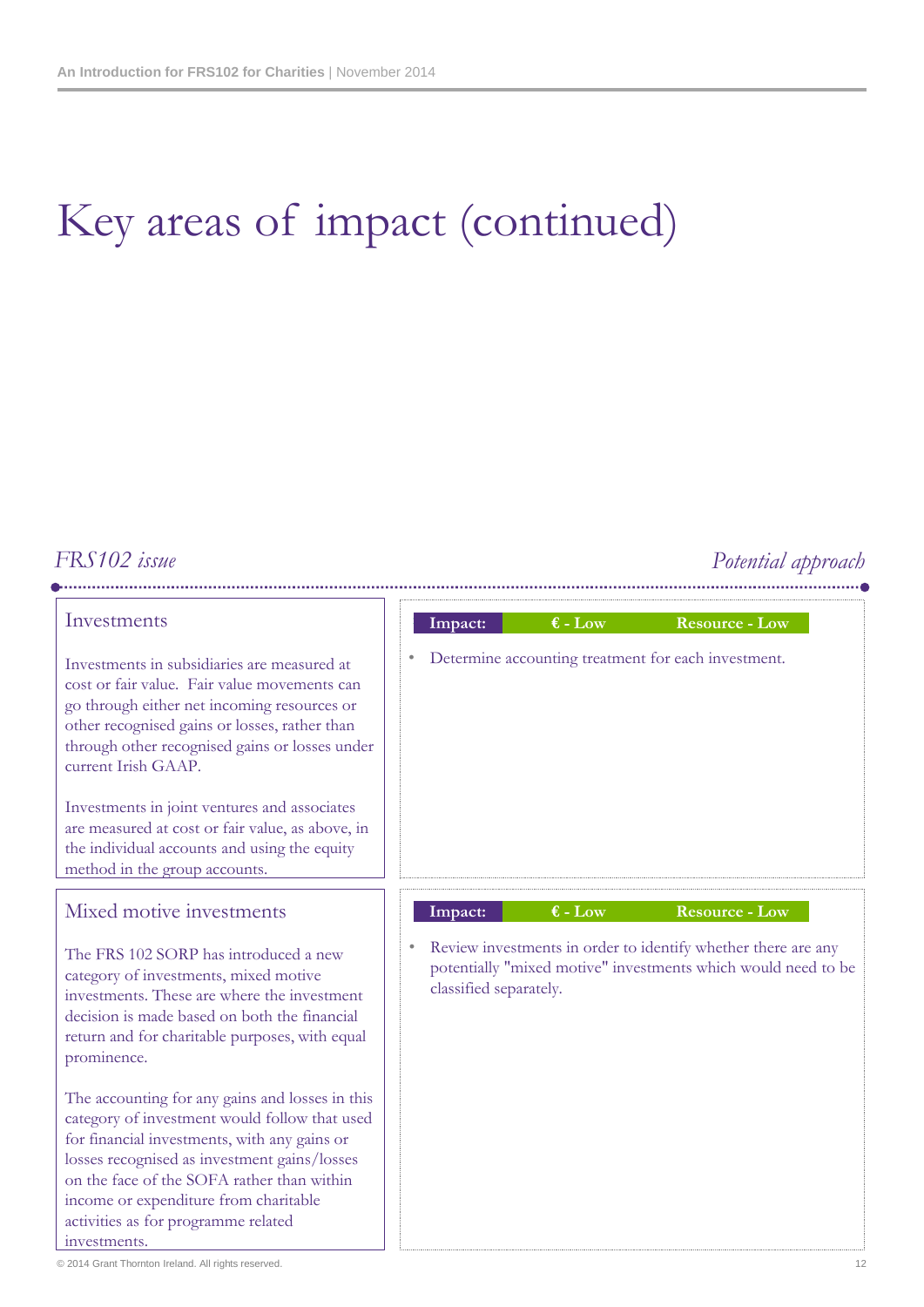# Key areas of impact (continued)

| *FRS102 issue* | *Potential approach* |
|---|---|
| **Investments**<br><br>Investments in subsidiaries are measured at cost or fair value. Fair value movements can go through either net incoming resources or other recognised gains or losses, rather than through other recognised gains or losses under current Irish GAAP.<br><br>Investments in joint ventures and associates are measured at cost or fair value, as above, in the individual accounts and using the equity method in the group accounts. | **Impact:** **€ - Low** **Resource - Low**<br><br>• Determine accounting treatment for each investment. |
| **Mixed motive investments**<br><br>The FRS 102 SORP has introduced a new category of investments, mixed motive investments. These are where the investment decision is made based on both the financial return and for charitable purposes, with equal prominence.<br><br>The accounting for any gains and losses in this category of investment would follow that used for financial investments, with any gains or losses recognised as investment gains/losses on the face of the SOFA rather than within income or expenditure from charitable activities as for programme related investments. | **Impact:** **€ - Low** **Resource - Low**<br><br>• Review investments in order to identify whether there are any potentially "mixed motive" investments which would need to be classified separately. |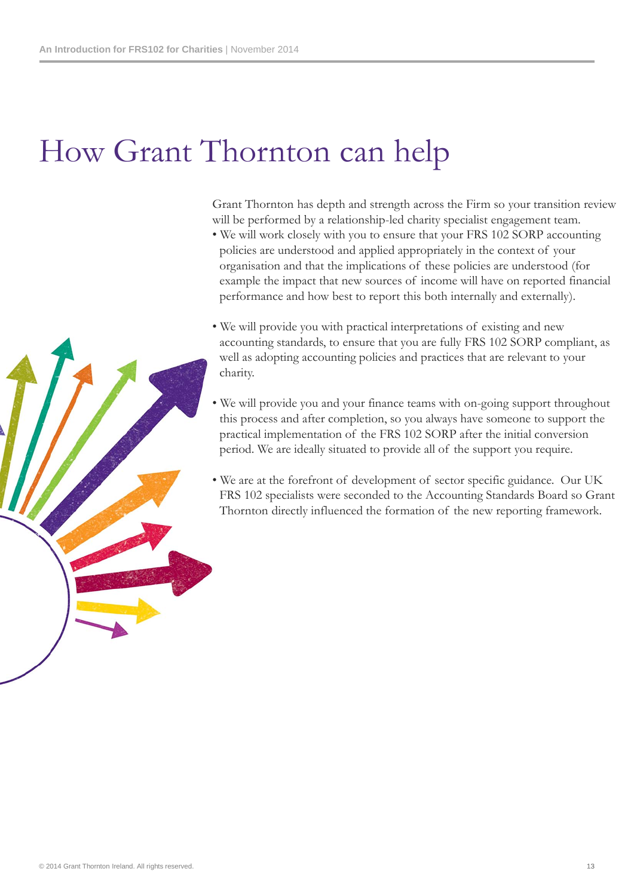# How Grant Thornton can help

Grant Thornton has depth and strength across the Firm so your transition review will be performed by a relationship-led charity specialist engagement team.

- We will work closely with you to ensure that your FRS 102 SORP accounting policies are understood and applied appropriately in the context of your organisation and that the implications of these policies are understood (for example the impact that new sources of income will have on reported financial performance and how best to report this both internally and externally).

- We will provide you with practical interpretations of existing and new accounting standards, to ensure that you are fully FRS 102 SORP compliant, as well as adopting accounting policies and practices that are relevant to your charity.

- We will provide you and your finance teams with on-going support throughout this process and after completion, so you always have someone to support the practical implementation of the FRS 102 SORP after the initial conversion period. We are ideally situated to provide all of the support you require.

- We are at the forefront of development of sector specific guidance. Our UK FRS 102 specialists were seconded to the Accounting Standards Board so Grant Thornton directly influenced the formation of the new reporting framework.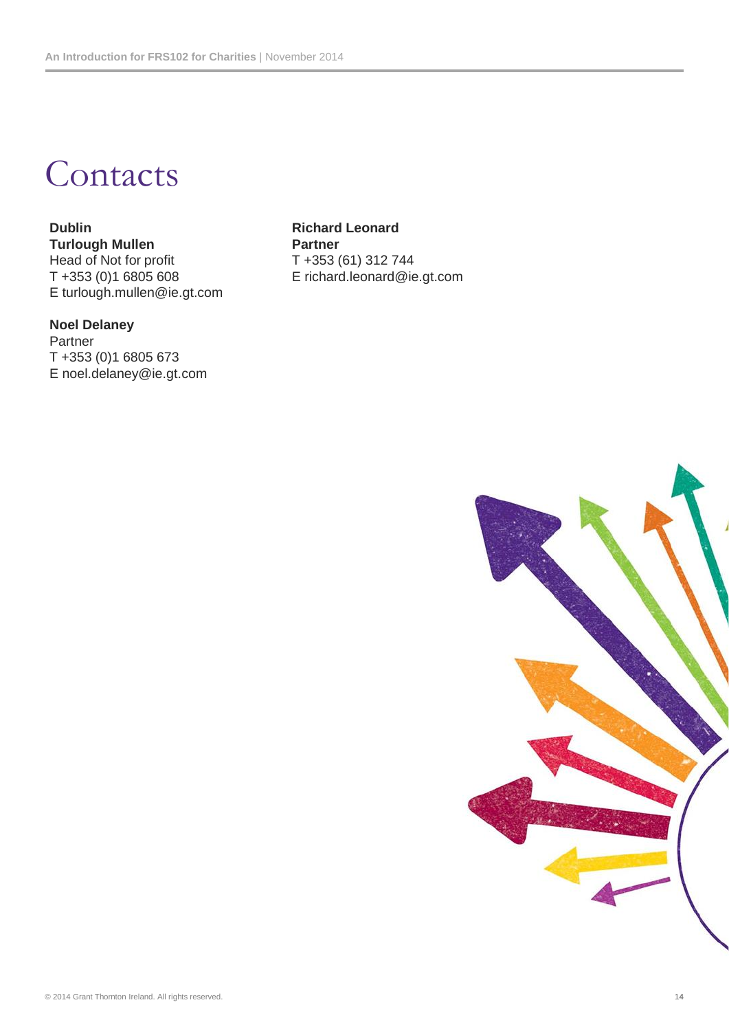# Contacts

**Dublin**
**Turlough Mullen**
Head of Not for profit
T +353 (0)1 6805 608
E turlough.mullen@ie.gt.com

**Noel Delaney**
Partner
T +353 (0)1 6805 673
E noel.delaney@ie.gt.com

**Richard Leonard**
**Partner**
T +353 (61) 312 744
E richard.leonard@ie.gt.com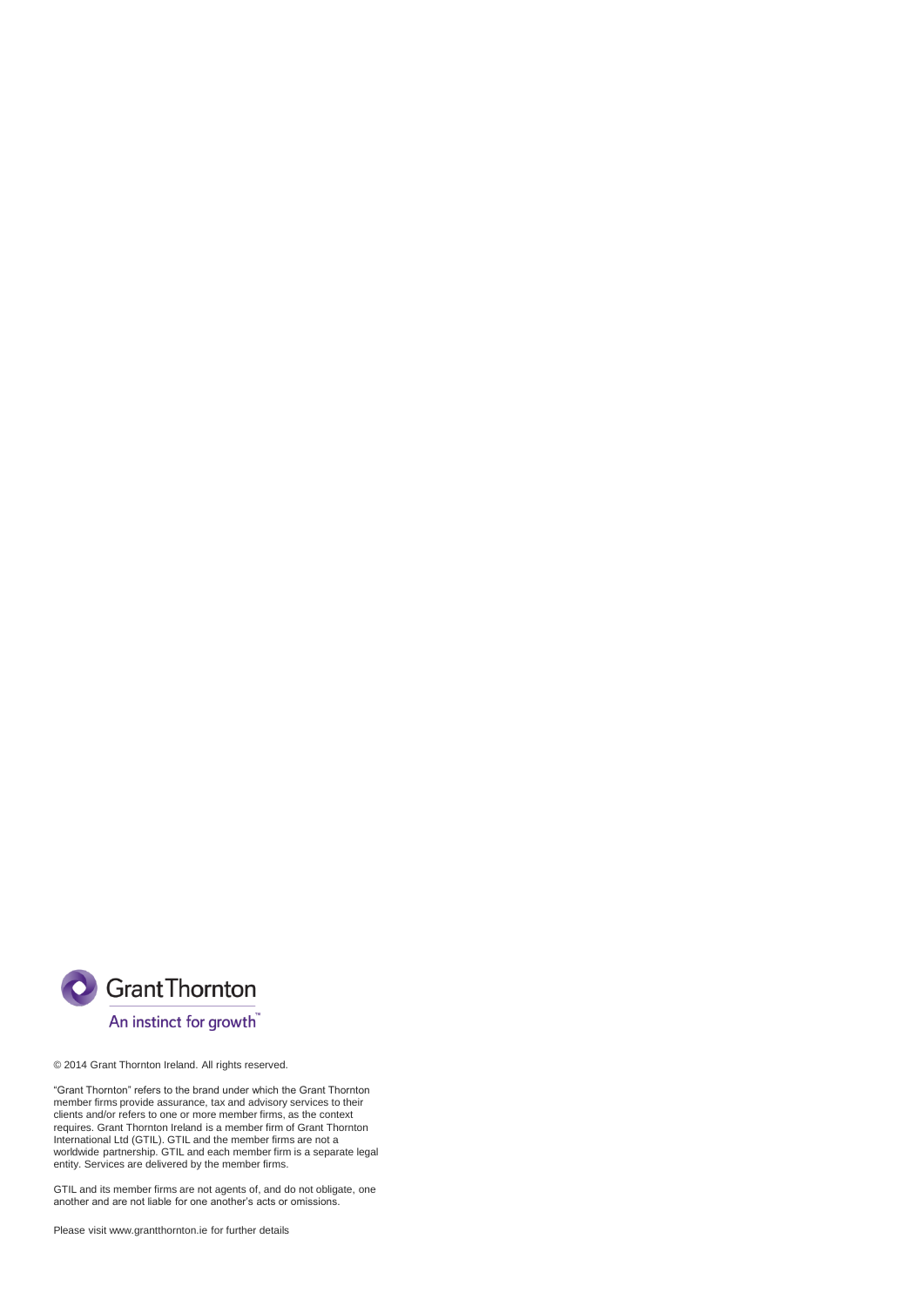Grant Thornton

An instinct for growth™

© 2014 Grant Thornton Ireland. All rights reserved.

"Grant Thornton" refers to the brand under which the Grant Thornton member firms provide assurance, tax and advisory services to their clients and/or refers to one or more member firms, as the context requires. Grant Thornton Ireland is a member firm of Grant Thornton International Ltd (GTIL). GTIL and the member firms are not a worldwide partnership. GTIL and each member firm is a separate legal entity. Services are delivered by the member firms.

GTIL and its member firms are not agents of, and do not obligate, one another and are not liable for one another's acts or omissions.

Please visit www.grantthornton.ie for further details